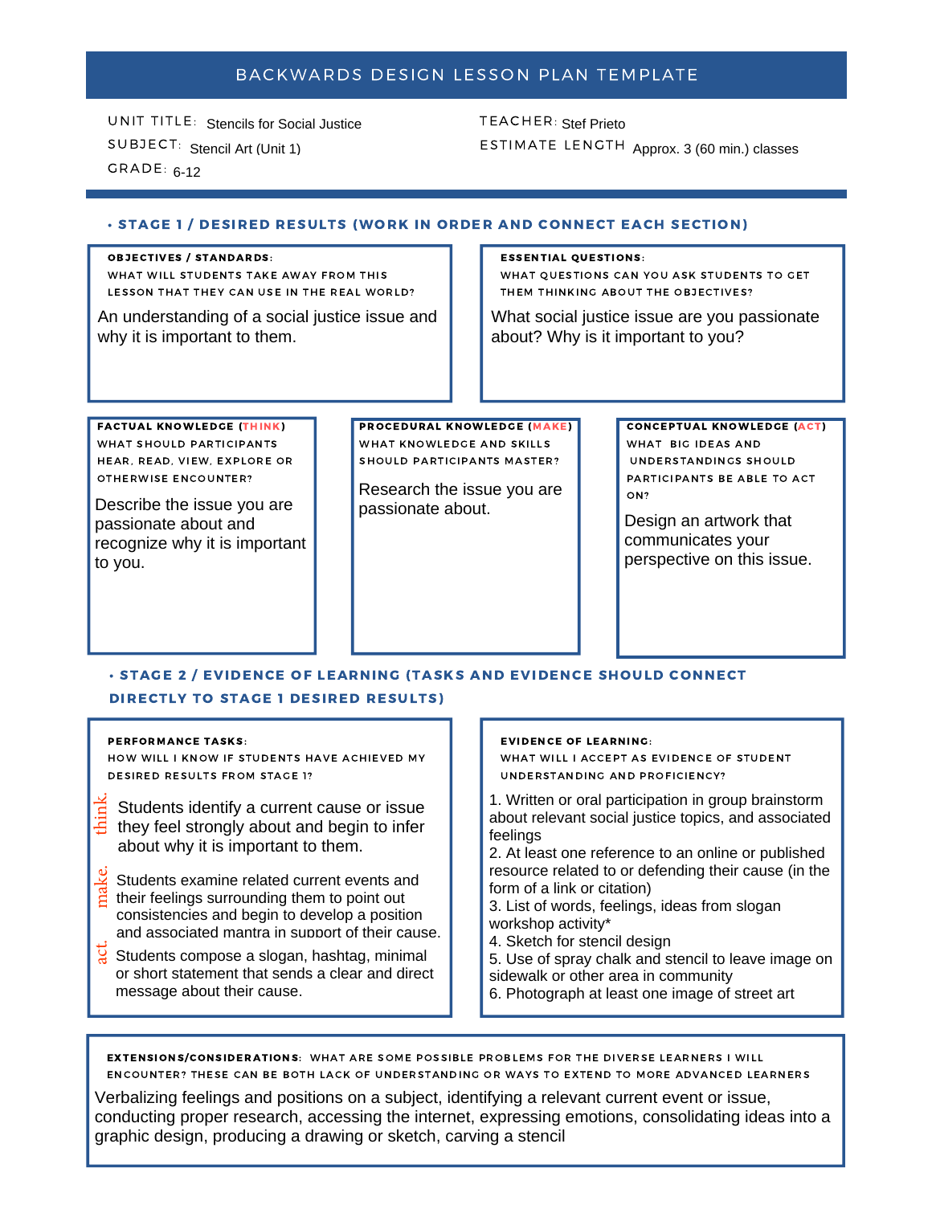# BACKWARDS DESIGN LESSON PLAN TEMPLATE

**UNIT TITLE:** Stencils for Social Justice

**SUBJECT:** Stencil Art (Unit 1)

**GRADE:** 6-12

**TEACHER:** Stef Prieto

**ESTIMATE LENGTH:** Approx. 3 (60 min.) classes

## • STAGE 1 / DESIRED RESULTS (WORK IN ORDER AND CONNECT EACH SECTION)

### OBJECTIVES / STANDARDS:

WHAT WILL STUDENTS TAKE AWAY FROM THIS LESSON THAT THEY CAN USE IN THE REAL WORLD?

An understanding of a social justice issue and why it is important to them.

### ESSENTIAL QUESTIONS:

WHAT QUESTIONS CAN YOU ASK STUDENTS TO GET THEM THINKING ABOUT THE OBJECTIVES?

What social justice issue are you passionate about? Why is it important to you?

### FACTUAL KNOWLEDGE (THINK)

WHAT SHOULD PARTICIPANTS HEAR, READ, VIEW, EXPLORE OR OTHERWISE ENCOUNTER?

Describe the issue you are passionate about and recognize why it is important to you.

### PROCEDURAL KNOWLEDGE (MAKE)

WHAT KNOWLEDGE AND SKILLS SHOULD PARTICIPANTS MASTER?

Research the issue you are passionate about.

### CONCEPTUAL KNOWLEDGE (ACT)

WHAT BIG IDEAS AND UNDERSTANDINGS SHOULD PARTICIPANTS BE ABLE TO ACT ON?

Design an artwork that communicates your perspective on this issue.

## • STAGE 2 / EVIDENCE OF LEARNING (TASKS AND EVIDENCE SHOULD CONNECT DIRECTLY TO STAGE 1 DESIRED RESULTS)

### PERFORMANCE TASKS:

HOW WILL I KNOW IF STUDENTS HAVE ACHIEVED MY DESIRED RESULTS FROM STAGE 1?

*think.* Students identify a current cause or issue they feel strongly about and begin to infer about why it is important to them.

*make.* Students examine related current events and their feelings surrounding them to point out consistencies and begin to develop a position and associated mantra in support of their cause.

*act.* Students compose a slogan, hashtag, minimal or short statement that sends a clear and direct message about their cause.

### EVIDENCE OF LEARNING:

WHAT WILL I ACCEPT AS EVIDENCE OF STUDENT UNDERSTANDING AND PROFICIENCY?

1. Written or oral participation in group brainstorm about relevant social justice topics, and associated feelings
2. At least one reference to an online or published resource related to or defending their cause (in the form of a link or citation)
3. List of words, feelings, ideas from slogan workshop activity*
4. Sketch for stencil design
5. Use of spray chalk and stencil to leave image on sidewalk or other area in community
6. Photograph at least one image of street art

### EXTENSIONS/CONSIDERATIONS:

WHAT ARE SOME POSSIBLE PROBLEMS FOR THE DIVERSE LEARNERS I WILL ENCOUNTER? THESE CAN BE BOTH LACK OF UNDERSTANDING OR WAYS TO EXTEND TO MORE ADVANCED LEARNERS

Verbalizing feelings and positions on a subject, identifying a relevant current event or issue, conducting proper research, accessing the internet, expressing emotions, consolidating ideas into a graphic design, producing a drawing or sketch, carving a stencil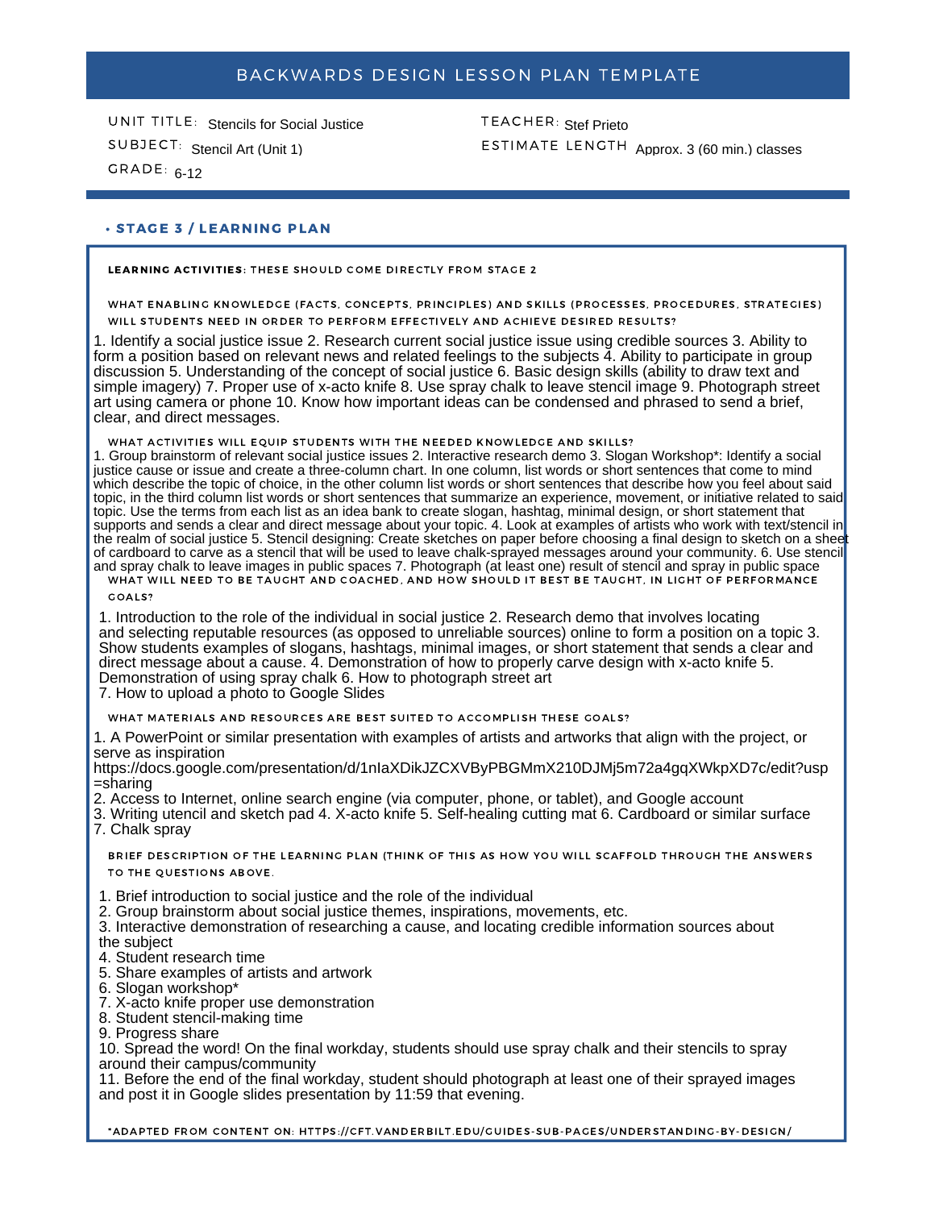# BACKWARDS DESIGN LESSON PLAN TEMPLATE

UNIT TITLE: Stencils for Social Justice

TEACHER: Stef Prieto

SUBJECT: Stencil Art (Unit 1)

ESTIMATE LENGTH: Approx. 3 (60 min.) classes

GRADE: 6-12

## • STAGE 3 / LEARNING PLAN

**LEARNING ACTIVITIES**: THESE SHOULD COME DIRECTLY FROM STAGE 2

WHAT ENABLING KNOWLEDGE (FACTS, CONCEPTS, PRINCIPLES) AND SKILLS (PROCESSES, PROCEDURES, STRATEGIES) WILL STUDENTS NEED IN ORDER TO PERFORM EFFECTIVELY AND ACHIEVE DESIRED RESULTS?

1. Identify a social justice issue 2. Research current social justice issue using credible sources 3. Ability to form a position based on relevant news and related feelings to the subjects 4. Ability to participate in group discussion 5. Understanding of the concept of social justice 6. Basic design skills (ability to draw text and simple imagery) 7. Proper use of x-acto knife 8. Use spray chalk to leave stencil image 9. Photograph street art using camera or phone 10. Know how important ideas can be condensed and phrased to send a brief, clear, and direct messages.

WHAT ACTIVITIES WILL EQUIP STUDENTS WITH THE NEEDED KNOWLEDGE AND SKILLS?

1. Group brainstorm of relevant social justice issues 2. Interactive research demo 3. Slogan Workshop*: Identify a social justice cause or issue and create a three-column chart. In one column, list words or short sentences that come to mind which describe the topic of choice, in the other column list words or short sentences that describe how you feel about said topic, in the third column list words or short sentences that summarize an experience, movement, or initiative related to said topic. Use the terms from each list as an idea bank to create slogan, hashtag, minimal design, or short statement that supports and sends a clear and direct message about your topic. 4. Look at examples of artists who work with text/stencil in the realm of social justice 5. Stencil designing: Create sketches on paper before choosing a final design to sketch on a sheet of cardboard to carve as a stencil that will be used to leave chalk-sprayed messages around your community. 6. Use stencil and spray chalk to leave images in public spaces 7. Photograph (at least one) result of stencil and spray in public space

WHAT WILL NEED TO BE TAUGHT AND COACHED, AND HOW SHOULD IT BEST BE TAUGHT, IN LIGHT OF PERFORMANCE GOALS?

1. Introduction to the role of the individual in social justice 2. Research demo that involves locating and selecting reputable resources (as opposed to unreliable sources) online to form a position on a topic 3. Show students examples of slogans, hashtags, minimal images, or short statement that sends a clear and direct message about a cause. 4. Demonstration of how to properly carve design with x-acto knife 5. Demonstration of using spray chalk 6. How to photograph street art
7. How to upload a photo to Google Slides

WHAT MATERIALS AND RESOURCES ARE BEST SUITED TO ACCOMPLISH THESE GOALS?

1. A PowerPoint or similar presentation with examples of artists and artworks that align with the project, or serve as inspiration
https://docs.google.com/presentation/d/1nIaXDikJZCXVByPBGMmX210DJMj5m72a4gqXWkpXD7c/edit?usp=sharing
2. Access to Internet, online search engine (via computer, phone, or tablet), and Google account
3. Writing utencil and sketch pad 4. X-acto knife 5. Self-healing cutting mat 6. Cardboard or similar surface
7. Chalk spray

BRIEF DESCRIPTION OF THE LEARNING PLAN (THINK OF THIS AS HOW YOU WILL SCAFFOLD THROUGH THE ANSWERS TO THE QUESTIONS ABOVE.

1. Brief introduction to social justice and the role of the individual
2. Group brainstorm about social justice themes, inspirations, movements, etc.
3. Interactive demonstration of researching a cause, and locating credible information sources about the subject
4. Student research time
5. Share examples of artists and artwork
6. Slogan workshop*
7. X-acto knife proper use demonstration
8. Student stencil-making time
9. Progress share
10. Spread the word! On the final workday, students should use spray chalk and their stencils to spray around their campus/community
11. Before the end of the final workday, student should photograph at least one of their sprayed images and post it in Google slides presentation by 11:59 that evening.

*ADAPTED FROM CONTENT ON: HTTPS://CFT.VANDERBILT.EDU/GUIDES-SUB-PAGES/UNDERSTANDING-BY-DESIGN/